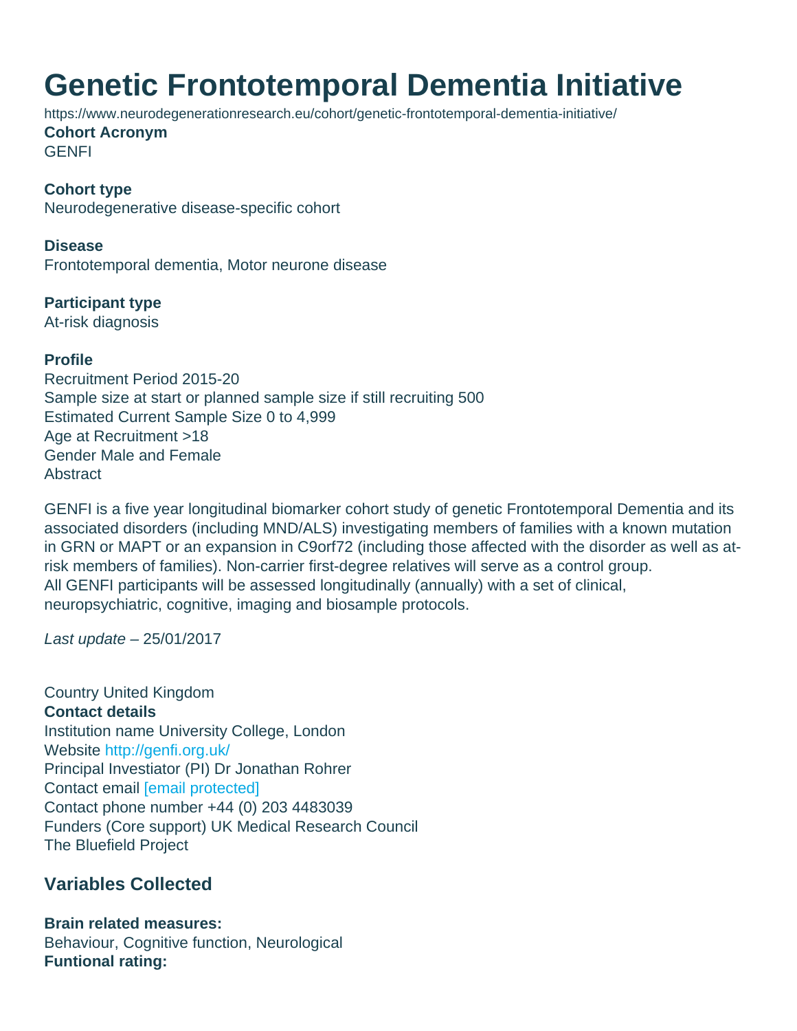# Genetic Frontotemporal Dementia Initiative

https://www.neurodegenerationresearch.eu/cohort/genetic-frontotemporal-dementia-initiative/

**Cohort Acronym**

GENFI

**Cohort type**

Neurodegenerative disease-specific cohort

**Disease**

Frontotemporal dementia, Motor neurone disease

**Participant type**

At-risk diagnosis

**Profile**

Recruitment Period 2015-20
Sample size at start or planned sample size if still recruiting 500
Estimated Current Sample Size 0 to 4,999
Age at Recruitment >18
Gender Male and Female
Abstract

GENFI is a five year longitudinal biomarker cohort study of genetic Frontotemporal Dementia and its associated disorders (including MND/ALS) investigating members of families with a known mutation in GRN or MAPT or an expansion in C9orf72 (including those affected with the disorder as well as at-risk members of families). Non-carrier first-degree relatives will serve as a control group.
All GENFI participants will be assessed longitudinally (annually) with a set of clinical, neuropsychiatric, cognitive, imaging and biosample protocols.

*Last update* – 25/01/2017

Country United Kingdom
**Contact details**
Institution name University College, London
Website http://genfi.org.uk/
Principal Investiator (PI) Dr Jonathan Rohrer
Contact email [email protected]
Contact phone number +44 (0) 203 4483039
Funders (Core support) UK Medical Research Council
The Bluefield Project

## Variables Collected

**Brain related measures:**
Behaviour, Cognitive function, Neurological
**Funtional rating:**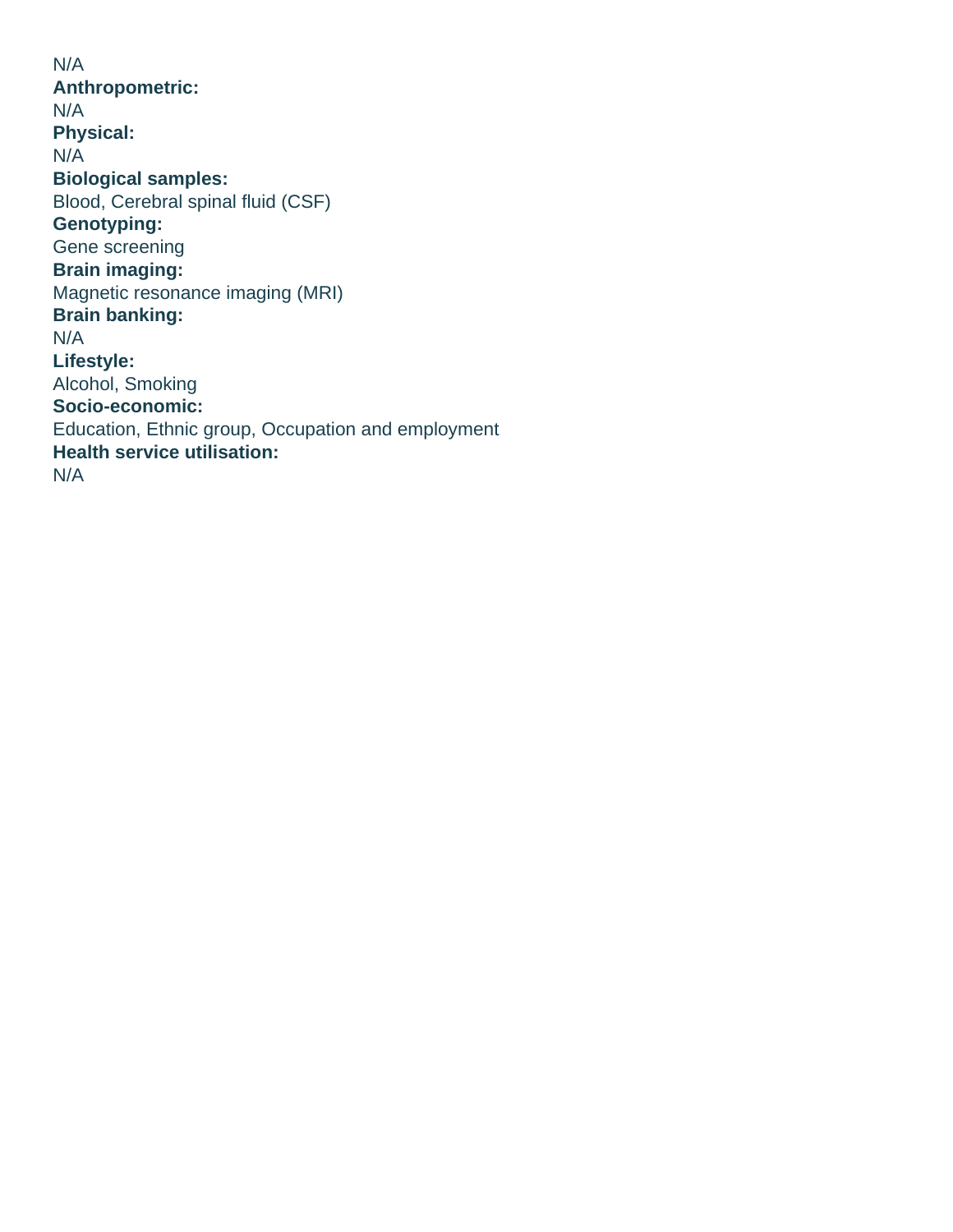N/A

**Anthropometric:**

N/A

**Physical:**

N/A

**Biological samples:**

Blood, Cerebral spinal fluid (CSF)

**Genotyping:**

Gene screening

**Brain imaging:**

Magnetic resonance imaging (MRI)

**Brain banking:**

N/A

**Lifestyle:**

Alcohol, Smoking

**Socio-economic:**

Education, Ethnic group, Occupation and employment

**Health service utilisation:**

N/A